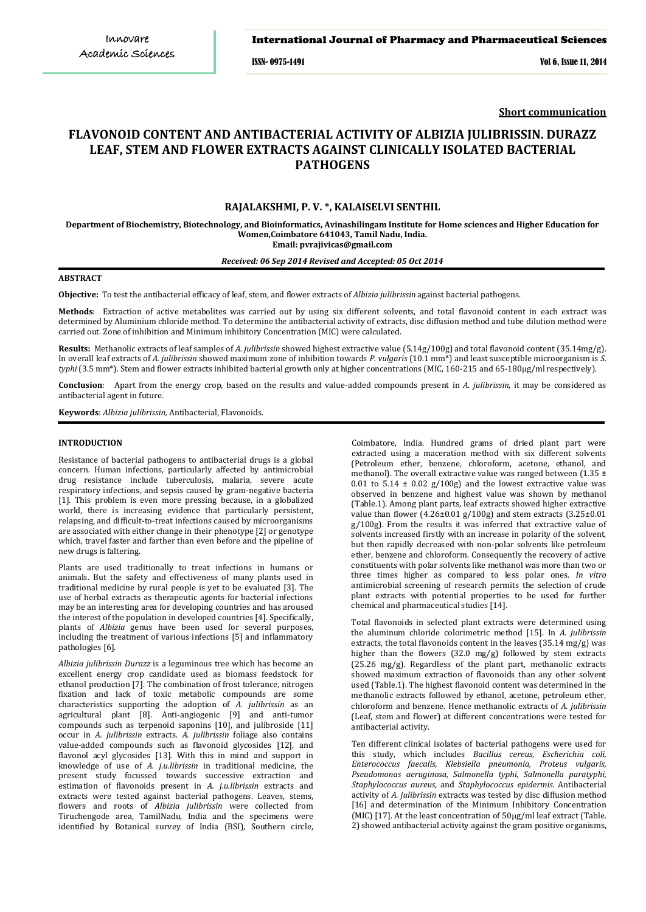**Short communication**

# FLAVONOID CONTENT AND ANTIBACTERIAL ACTIVITY OF ALBIZIA JULIBRISSIN. DURAZZ LEAF, STEM AND FLOWER EXTRACTS AGAINST CLINICALLY ISOLATED BACTERIAL PATHOGENS

## RAJALAKSHMI, P. V. *, KALAISELVI SENTHIL

**Department of Biochemistry, Biotechnology, and Bioinformatics, Avinashilingam Institute for Home sciences and Higher Education for Women,Coimbatore 641043, Tamil Nadu, India.**
**Email: pvrajivicas@gmail.com**

***Received: 06 Sep 2014 Revised and Accepted: 05 Oct 2014***

### ABSTRACT

**Objective:** To test the antibacterial efficacy of leaf, stem, and flower extracts of *Albizia julibrissin* against bacterial pathogens.

**Methods**: Extraction of active metabolites was carried out by using six different solvents, and total flavonoid content in each extract was determined by Aluminium chloride method. To determine the antibacterial activity of extracts, disc diffusion method and tube dilution method were carried out. Zone of inhibition and Minimum inhibitory Concentration (MIC) were calculated.

**Results:** Methanolic extracts of leaf samples of *A. julibrissin* showed highest extractive value (5.14g/100g) and total flavonoid content (35.14mg/g). In overall leaf extracts of *A. julibrissin* showed maximum zone of inhibition towards *P. vulgaris* (10.1 mm*) and least susceptible microorganism is *S. typhi* (3.5 mm*). Stem and flower extracts inhibited bacterial growth only at higher concentrations (MIC, 160-215 and 65-180μg/ml respectively).

**Conclusion**: Apart from the energy crop, based on the results and value-added compounds present in *A. julibrissin*, it may be considered as antibacterial agent in future.

**Keywords**: *Albizia julibrissin,* Antibacterial, Flavonoids.

### INTRODUCTION

Resistance of bacterial pathogens to antibacterial drugs is a global concern. Human infections, particularly affected by antimicrobial drug resistance include tuberculosis, malaria, severe acute respiratory infections, and sepsis caused by gram-negative bacteria [1]. This problem is even more pressing because, in a globalized world, there is increasing evidence that particularly persistent, relapsing, and difficult-to-treat infections caused by microorganisms are associated with either change in their phenotype [2] or genotype which, travel faster and farther than even before and the pipeline of new drugs is faltering.

Plants are used traditionally to treat infections in humans or animals. But the safety and effectiveness of many plants used in traditional medicine by rural people is yet to be evaluated [3]. The use of herbal extracts as therapeutic agents for bacterial infections may be an interesting area for developing countries and has aroused the interest of the population in developed countries [4]. Specifically, plants of *Albizia* genus have been used for several purposes, including the treatment of various infections [5] and inflammatory pathologies [6].

*Albizia julibrissin Durazz* is a leguminous tree which has become an excellent energy crop candidate used as biomass feedstock for ethanol production [7]. The combination of frost tolerance, nitrogen fixation and lack of toxic metabolic compounds are some characteristics supporting the adoption of *A. julibrissin* as an agricultural plant [8]. Anti-angiogenic [9] and anti-tumor compounds such as terpenoid saponins [10], and julibroside [11] occur in *A. julibrissin* extracts. *A. julibrissin* foliage also contains value-added compounds such as flavonoid glycosides [12], and flavonol acyl glycosides [13]. With this in mind and support in knowledge of use of *A. j.u.librissin* in traditional medicine, the present study focussed towards successive extraction and estimation of flavonoids present in *A. j.u.librissin* extracts and extracts were tested against bacterial pathogens. Leaves, stems, flowers and roots of *Albizia julibrissin* were collected from Tiruchengode area, TamilNadu, India and the specimens were identified by Botanical survey of India (BSI), Southern circle, Coimbatore, India. Hundred grams of dried plant part were extracted using a maceration method with six different solvents (Petroleum ether, benzene, chloroform, acetone, ethanol, and methanol). The overall extractive value was ranged between (1.35 ± 0.01 to 5.14 ± 0.02 g/100g) and the lowest extractive value was observed in benzene and highest value was shown by methanol (Table.1). Among plant parts, leaf extracts showed higher extractive value than flower (4.26±0.01 g/100g) and stem extracts (3.25±0.01 g/100g). From the results it was inferred that extractive value of solvents increased firstly with an increase in polarity of the solvent, but then rapidly decreased with non-polar solvents like petroleum ether, benzene and chloroform. Consequently the recovery of active constituents with polar solvents like methanol was more than two or three times higher as compared to less polar ones. *In vitro* antimicrobial screening of research permits the selection of crude plant extracts with potential properties to be used for further chemical and pharmaceutical studies [14].

Total flavonoids in selected plant extracts were determined using the aluminum chloride colorimetric method [15]. In *A. julibrissin* extracts, the total flavonoids content in the leaves (35.14 mg/g) was higher than the flowers (32.0 mg/g) followed by stem extracts (25.26 mg/g). Regardless of the plant part, methanolic extracts showed maximum extraction of flavonoids than any other solvent used (Table.1). The highest flavonoid content was determined in the methanolic extracts followed by ethanol, acetone, petroleum ether, chloroform and benzene. Hence methanolic extracts of *A. julibrissin* (Leaf, stem and flower) at different concentrations were tested for antibacterial activity.

Ten different clinical isolates of bacterial pathogens were used for this study, which includes *Bacillus cereus, Escherichia coli, Enterococcus faecalis, Klebsiella pneumonia, Proteus vulgaris, Pseudomonas aeruginosa, Salmonella typhi, Salmonella paratyphi, Staphylococcus aureus,* and *Staphylococcus epidermis.* Antibacterial activity of *A. julibrissin* extracts was tested by disc diffusion method [16] and determination of the Minimum Inhibitory Concentration (MIC) [17]. At the least concentration of 50μg/ml leaf extract (Table. 2) showed antibacterial activity against the gram positive organisms,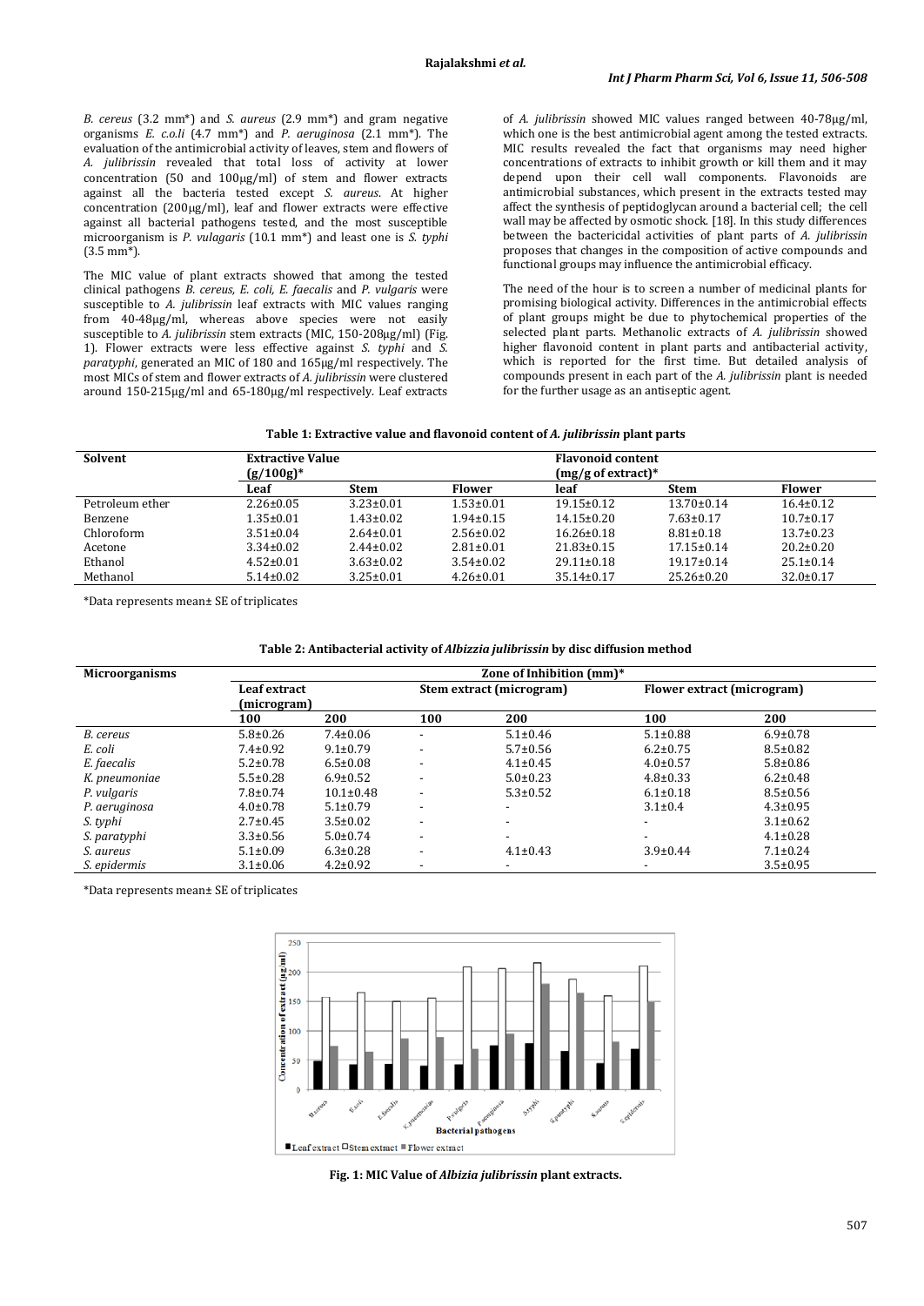*B. cereus* (3.2 mm*) and *S. aureus* (2.9 mm*) and gram negative organisms *E. c.oli* (4.7 mm*) and *P. aeruginosa* (2.1 mm*). The evaluation of the antimicrobial activity of leaves, stem and flowers of *A. julibrissin* revealed that total loss of activity at lower concentration (50 and 100μg/ml) of stem and flower extracts against all the bacteria tested except *S. aureus*. At higher concentration (200μg/ml), leaf and flower extracts were effective against all bacterial pathogens tested, and the most susceptible microorganism is *P. vulagaris* (10.1 mm*) and least one is *S. typhi* (3.5 mm*).

The MIC value of plant extracts showed that among the tested clinical pathogens *B. cereus, E. coli, E. faecalis* and *P. vulgaris* were susceptible to *A. julibrissin* leaf extracts with MIC values ranging from 40-48μg/ml, whereas above species were not easily susceptible to *A. julibrissin* stem extracts (MIC, 150-208μg/ml) (Fig. 1). Flower extracts were less effective against *S. typhi* and *S. paratyphi*, generated an MIC of 180 and 165μg/ml respectively. The most MICs of stem and flower extracts of *A. julibrissin* were clustered around 150-215μg/ml and 65-180μg/ml respectively. Leaf extracts of *A. julibrissin* showed MIC values ranged between 40-78μg/ml, which one is the best antimicrobial agent among the tested extracts. MIC results revealed the fact that organisms may need higher concentrations of extracts to inhibit growth or kill them and it may depend upon their cell wall components. Flavonoids are antimicrobial substances, which present in the extracts tested may affect the synthesis of peptidoglycan around a bacterial cell; the cell wall may be affected by osmotic shock. [18]. In this study differences between the bactericidal activities of plant parts of *A. julibrissin* proposes that changes in the composition of active compounds and functional groups may influence the antimicrobial efficacy.

The need of the hour is to screen a number of medicinal plants for promising biological activity. Differences in the antimicrobial effects of plant groups might be due to phytochemical properties of the selected plant parts. Methanolic extracts of *A. julibrissin* showed higher flavonoid content in plant parts and antibacterial activity, which is reported for the first time. But detailed analysis of compounds present in each part of the *A. julibrissin* plant is needed for the further usage as an antiseptic agent.

**Table 1: Extractive value and flavonoid content of *A. julibrissin* plant parts**

| Solvent | Extractive Value (g/100g)* | | | Flavonoid content (mg/g of extract)* | | |
|---|---|---|---|---|---|---|
| | Leaf | Stem | Flower | leaf | Stem | Flower |
| Petroleum ether | 2.26±0.05 | 3.23±0.01 | 1.53±0.01 | 19.15±0.12 | 13.70±0.14 | 16.4±0.12 |
| Benzene | 1.35±0.01 | 1.43±0.02 | 1.94±0.15 | 14.15±0.20 | 7.63±0.17 | 10.7±0.17 |
| Chloroform | 3.51±0.04 | 2.64±0.01 | 2.56±0.02 | 16.26±0.18 | 8.81±0.18 | 13.7±0.23 |
| Acetone | 3.34±0.02 | 2.44±0.02 | 2.81±0.01 | 21.83±0.15 | 17.15±0.14 | 20.2±0.20 |
| Ethanol | 4.52±0.01 | 3.63±0.02 | 3.54±0.02 | 29.11±0.18 | 19.17±0.14 | 25.1±0.14 |
| Methanol | 5.14±0.02 | 3.25±0.01 | 4.26±0.01 | 35.14±0.17 | 25.26±0.20 | 32.0±0.17 |

*Data represents mean± SE of triplicates

**Table 2: Antibacterial activity of *Albizzia julibrissin* by disc diffusion method**

| Microorganisms | Zone of Inhibition (mm)* | | | | | |
|---|---|---|---|---|---|---|
| | Leaf extract (microgram) | | Stem extract (microgram) | | Flower extract (microgram) | |
| | 100 | 200 | 100 | 200 | 100 | 200 |
| *B. cereus* | 5.8±0.26 | 7.4±0.06 | - | 5.1±0.46 | 5.1±0.88 | 6.9±0.78 |
| *E. coli* | 7.4±0.92 | 9.1±0.79 | - | 5.7±0.56 | 6.2±0.75 | 8.5±0.82 |
| *E. faecalis* | 5.2±0.78 | 6.5±0.08 | - | 4.1±0.45 | 4.0±0.57 | 5.8±0.86 |
| *K. pneumoniae* | 5.5±0.28 | 6.9±0.52 | - | 5.0±0.23 | 4.8±0.33 | 6.2±0.48 |
| *P. vulgaris* | 7.8±0.74 | 10.1±0.48 | - | 5.3±0.52 | 6.1±0.18 | 8.5±0.56 |
| *P. aeruginosa* | 4.0±0.78 | 5.1±0.79 | - | - | 3.1±0.4 | 4.3±0.95 |
| *S. typhi* | 2.7±0.45 | 3.5±0.02 | - | - | - | 3.1±0.62 |
| *S. paratyphi* | 3.3±0.56 | 5.0±0.74 | - | - | - | 4.1±0.28 |
| *S. aureus* | 5.1±0.09 | 6.3±0.28 | - | 4.1±0.43 | 3.9±0.44 | 7.1±0.24 |
| *S. epidermis* | 3.1±0.06 | 4.2±0.92 | - | - | - | 3.5±0.95 |

*Data represents mean± SE of triplicates

**Fig. 1: MIC Value of *Albizia julibrissin* plant extracts.**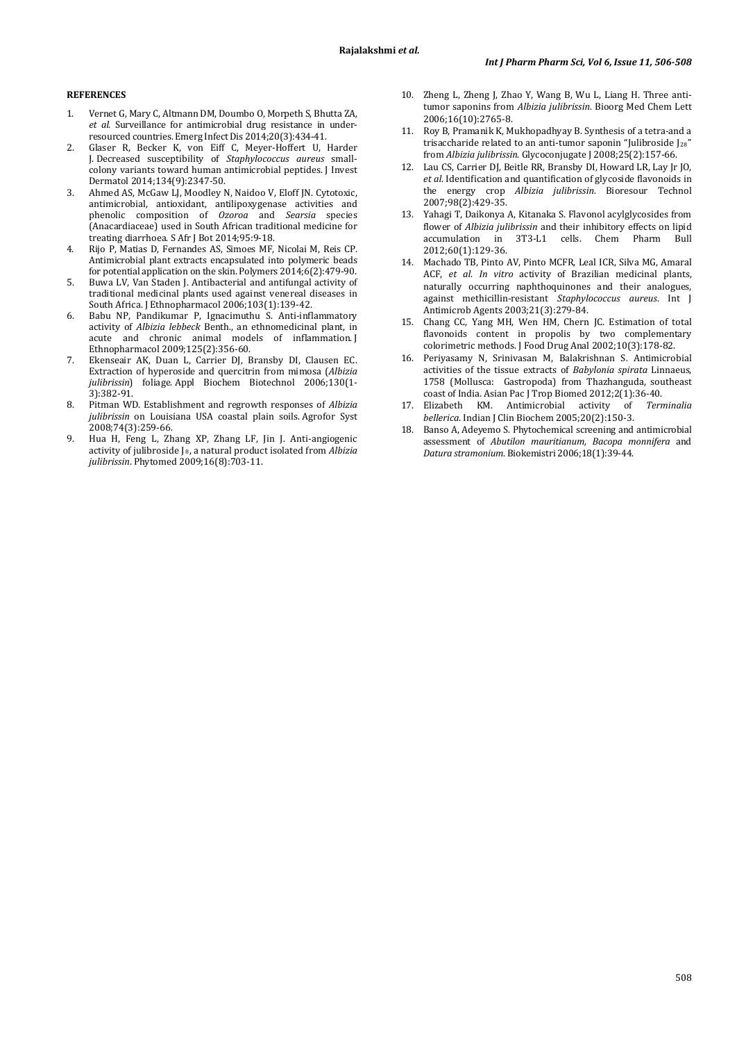## REFERENCES

1. Vernet G, Mary C, Altmann DM, Doumbo O, Morpeth S, Bhutta ZA, *et al.* Surveillance for antimicrobial drug resistance in under-resourced countries. Emerg Infect Dis 2014;20(3):434-41.
2. Glaser R, Becker K, von Eiff C, Meyer-Hoffert U, Harder J. Decreased susceptibility of *Staphylococcus aureus* small-colony variants toward human antimicrobial peptides. J Invest Dermatol 2014;134(9):2347-50.
3. Ahmed AS, McGaw LJ, Moodley N, Naidoo V, Eloff JN. Cytotoxic, antimicrobial, antioxidant, antilipoxygenase activities and phenolic composition of *Ozoroa* and *Searsia* species (Anacardiaceae) used in South African traditional medicine for treating diarrhoea. S Afr J Bot 2014;95:9-18.
4. Rijo P, Matias D, Fernandes AS, Simoes MF, Nicolai M, Reis CP. Antimicrobial plant extracts encapsulated into polymeric beads for potential application on the skin. Polymers 2014;6(2):479-90.
5. Buwa LV, Van Staden J. Antibacterial and antifungal activity of traditional medicinal plants used against venereal diseases in South Africa. J Ethnopharmacol 2006;103(1):139-42.
6. Babu NP, Pandikumar P, Ignacimuthu S. Anti-inflammatory activity of *Albizia lebbeck* Benth., an ethnomedicinal plant, in acute and chronic animal models of inflammation. J Ethnopharmacol 2009;125(2):356-60.
7. Ekenseair AK, Duan L, Carrier DJ, Bransby DI, Clausen EC. Extraction of hyperoside and quercitrin from mimosa (*Albizia julibrissin*) foliage. Appl Biochem Biotechnol 2006;130(1-3):382-91.
8. Pitman WD. Establishment and regrowth responses of *Albizia julibrissin* on Louisiana USA coastal plain soils. Agrofor Syst 2008;74(3):259-66.
9. Hua H, Feng L, Zhang XP, Zhang LF, Jin J. Anti-angiogenic activity of julibroside $J_8$, a natural product isolated from *Albizia julibrissin*. Phytomed 2009;16(8):703-11.
10. Zheng L, Zheng J, Zhao Y, Wang B, Wu L, Liang H. Three anti-tumor saponins from *Albizia julibrissin*. Bioorg Med Chem Lett 2006;16(10):2765-8.
11. Roy B, Pramanik K, Mukhopadhyay B. Synthesis of a tetra-and a trisaccharide related to an anti-tumor saponin "Julibroside $J_{28}$" from *Albizia julibrissin*. Glycoconjugate J 2008;25(2):157-66.
12. Lau CS, Carrier DJ, Beitle RR, Bransby DI, Howard LR, Lay Jr JO, *et al.* Identification and quantification of glycoside flavonoids in the energy crop *Albizia julibrissin*. Bioresour Technol 2007;98(2):429-35.
13. Yahagi T, Daikonya A, Kitanaka S. Flavonol acylglycosides from flower of *Albizia julibrissin* and their inhibitory effects on lipid accumulation in 3T3-L1 cells. Chem Pharm Bull 2012;60(1):129-36.
14. Machado TB, Pinto AV, Pinto MCFR, Leal ICR, Silva MG, Amaral ACF, *et al. In vitro* activity of Brazilian medicinal plants, naturally occurring naphthoquinones and their analogues, against methicillin-resistant *Staphylococcus aureus*. Int J Antimicrob Agents 2003;21(3):279-84.
15. Chang CC, Yang MH, Wen HM, Chern JC. Estimation of total flavonoids content in propolis by two complementary colorimetric methods. J Food Drug Anal 2002;10(3):178-82.
16. Periyasamy N, Srinivasan M, Balakrishnan S. Antimicrobial activities of the tissue extracts of *Babylonia spirata* Linnaeus, 1758 (Mollusca: Gastropoda) from Thazhanguda, southeast coast of India. Asian Pac J Trop Biomed 2012;2(1):36-40.
17. Elizabeth KM. Antimicrobial activity of *Terminalia bellerica*. Indian J Clin Biochem 2005;20(2):150-3.
18. Banso A, Adeyemo S. Phytochemical screening and antimicrobial assessment of *Abutilon mauritianum*, *Bacopa monnifera* and *Datura stramonium*. Biokemistri 2006;18(1):39-44.